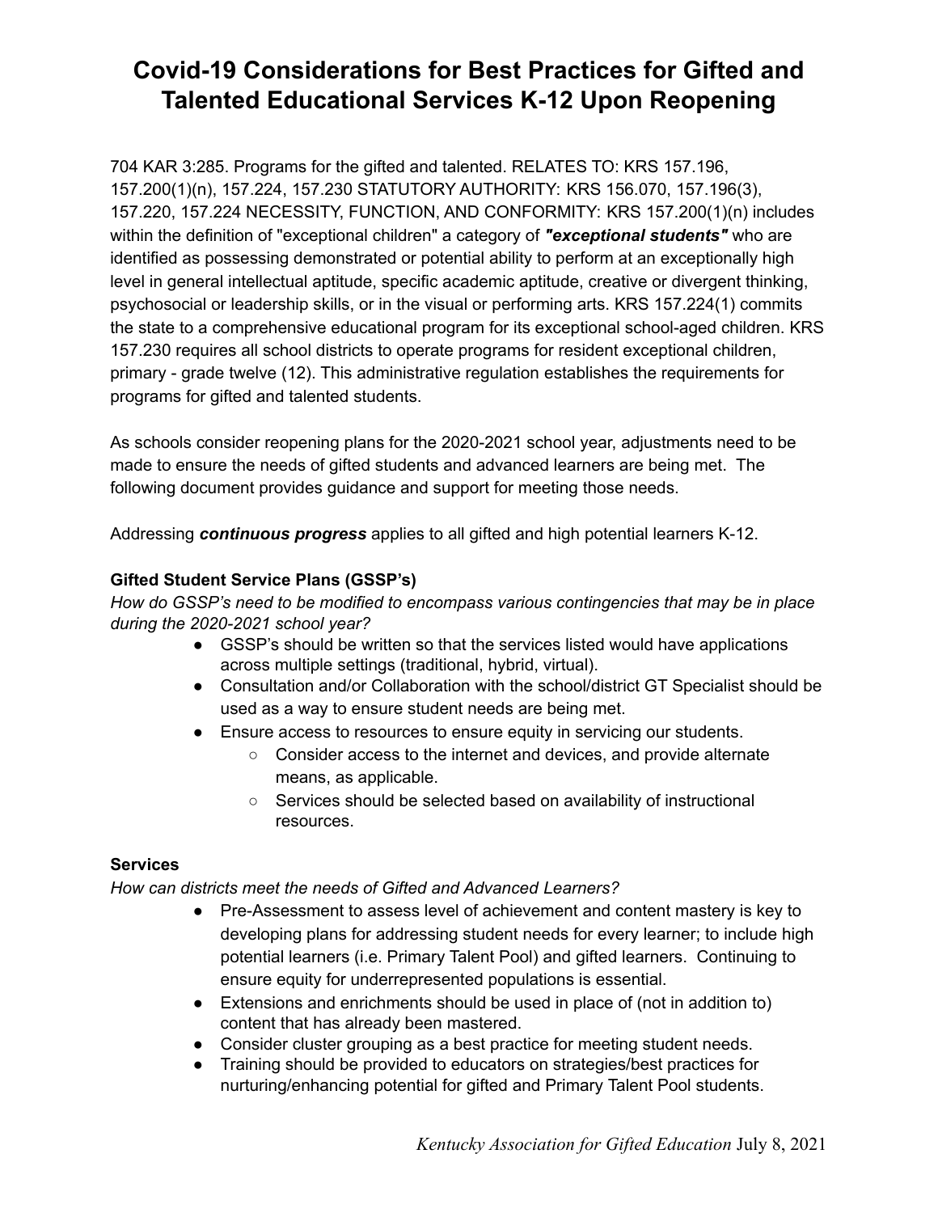# Covid-19 Considerations for Best Practices for Gifted and Talented Educational Services K-12 Upon Reopening

704 KAR 3:285. Programs for the gifted and talented. RELATES TO: KRS 157.196, 157.200(1)(n), 157.224, 157.230 STATUTORY AUTHORITY: KRS 156.070, 157.196(3), 157.220, 157.224 NECESSITY, FUNCTION, AND CONFORMITY: KRS 157.200(1)(n) includes within the definition of "exceptional children" a category of ***"exceptional students"*** who are identified as possessing demonstrated or potential ability to perform at an exceptionally high level in general intellectual aptitude, specific academic aptitude, creative or divergent thinking, psychosocial or leadership skills, or in the visual or performing arts. KRS 157.224(1) commits the state to a comprehensive educational program for its exceptional school-aged children. KRS 157.230 requires all school districts to operate programs for resident exceptional children, primary - grade twelve (12). This administrative regulation establishes the requirements for programs for gifted and talented students.

As schools consider reopening plans for the 2020-2021 school year, adjustments need to be made to ensure the needs of gifted students and advanced learners are being met. The following document provides guidance and support for meeting those needs.

Addressing ***continuous progress*** applies to all gifted and high potential learners K-12.

**Gifted Student Service Plans (GSSP's)**

*How do GSSP's need to be modified to encompass various contingencies that may be in place during the 2020-2021 school year?*

- GSSP's should be written so that the services listed would have applications across multiple settings (traditional, hybrid, virtual).
- Consultation and/or Collaboration with the school/district GT Specialist should be used as a way to ensure student needs are being met.
- Ensure access to resources to ensure equity in servicing our students.
  - Consider access to the internet and devices, and provide alternate means, as applicable.
  - Services should be selected based on availability of instructional resources.

**Services**

*How can districts meet the needs of Gifted and Advanced Learners?*

- Pre-Assessment to assess level of achievement and content mastery is key to developing plans for addressing student needs for every learner; to include high potential learners (i.e. Primary Talent Pool) and gifted learners. Continuing to ensure equity for underrepresented populations is essential.
- Extensions and enrichments should be used in place of (not in addition to) content that has already been mastered.
- Consider cluster grouping as a best practice for meeting student needs.
- Training should be provided to educators on strategies/best practices for nurturing/enhancing potential for gifted and Primary Talent Pool students.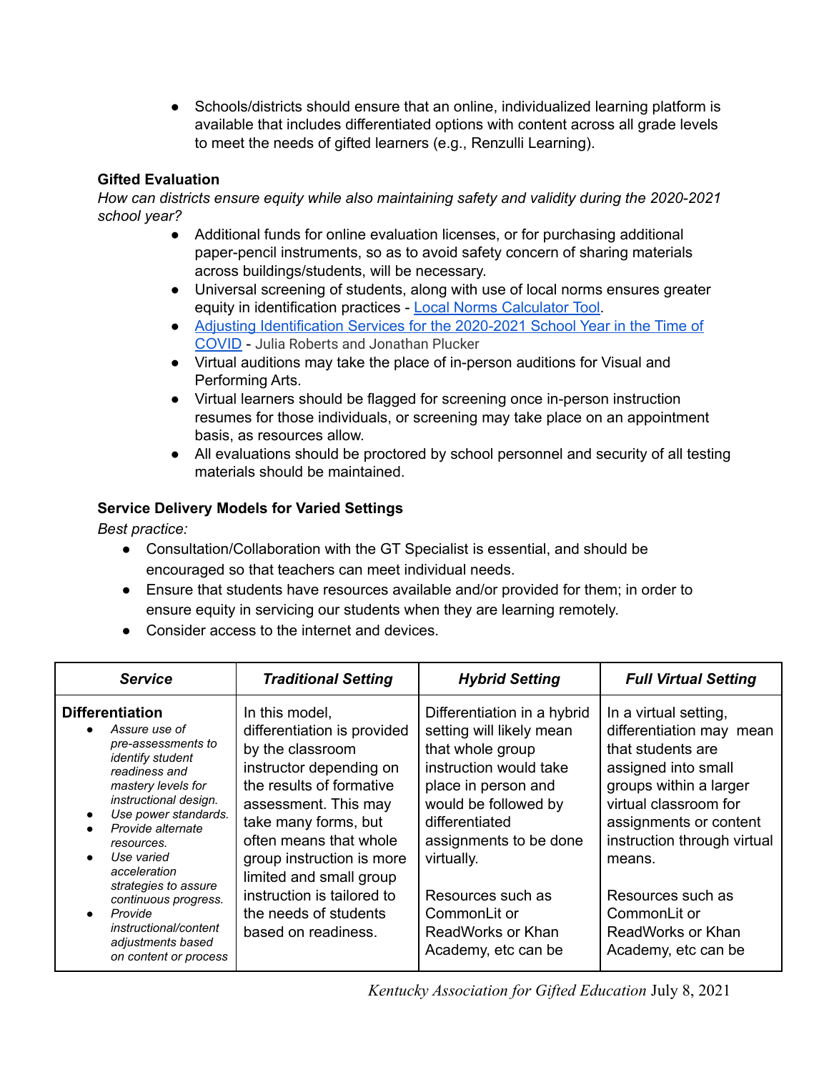- Schools/districts should ensure that an online, individualized learning platform is available that includes differentiated options with content across all grade levels to meet the needs of gifted learners (e.g., Renzulli Learning).

**Gifted Evaluation**

*How can districts ensure equity while also maintaining safety and validity during the 2020-2021 school year?*

- Additional funds for online evaluation licenses, or for purchasing additional paper-pencil instruments, so as to avoid safety concern of sharing materials across buildings/students, will be necessary.
- Universal screening of students, along with use of local norms ensures greater equity in identification practices - [Local Norms Calculator Tool](#).
- [Adjusting Identification Services for the 2020-2021 School Year in the Time of COVID](#) - Julia Roberts and Jonathan Plucker
- Virtual auditions may take the place of in-person auditions for Visual and Performing Arts.
- Virtual learners should be flagged for screening once in-person instruction resumes for those individuals, or screening may take place on an appointment basis, as resources allow.
- All evaluations should be proctored by school personnel and security of all testing materials should be maintained.

**Service Delivery Models for Varied Settings**

*Best practice:*

- Consultation/Collaboration with the GT Specialist is essential, and should be encouraged so that teachers can meet individual needs.
- Ensure that students have resources available and/or provided for them; in order to ensure equity in servicing our students when they are learning remotely.
- Consider access to the internet and devices.

| *Service* | *Traditional Setting* | *Hybrid Setting* | *Full Virtual Setting* |
|---|---|---|---|
| **Differentiation**<br>• *Assure use of pre-assessments to identify student readiness and mastery levels for instructional design.*<br>• *Use power standards.*<br>• *Provide alternate resources.*<br>• *Use varied acceleration strategies to assure continuous progress.*<br>• *Provide instructional/content adjustments based on content or process* | In this model, differentiation is provided by the classroom instructor depending on the results of formative assessment. This may take many forms, but often means that whole group instruction is more limited and small group instruction is tailored to the needs of students based on readiness. | Differentiation in a hybrid setting will likely mean that whole group instruction would take place in person and would be followed by differentiated assignments to be done virtually.<br><br>Resources such as CommonLit or ReadWorks or Khan Academy, etc can be | In a virtual setting, differentiation may mean that students are assigned into small groups within a larger virtual classroom for assignments or content instruction through virtual means.<br><br>Resources such as CommonLit or ReadWorks or Khan Academy, etc can be |

*Kentucky Association for Gifted Education* July 8, 2021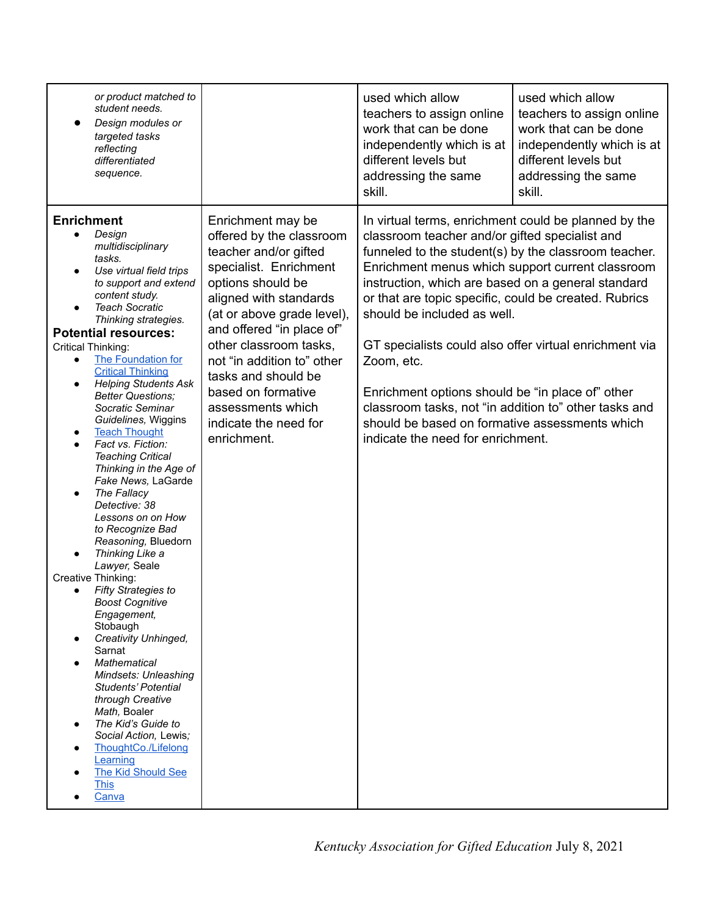| | | | |
|---|---|---|---|
| *or product matched to student needs.*<br>• *Design modules or targeted tasks reflecting differentiated sequence.* | | used which allow teachers to assign online work that can be done independently which is at different levels but addressing the same skill. | used which allow teachers to assign online work that can be done independently which is at different levels but addressing the same skill. |
| **Enrichment**<br>• *Design multidisciplinary tasks.*<br>• *Use virtual field trips to support and extend content study.*<br>• *Teach Socratic Thinking strategies.*<br>**Potential resources:**<br>Critical Thinking:<br>• [The Foundation for Critical Thinking]()<br>• *Helping Students Ask Better Questions; Socratic Seminar Guidelines,* Wiggins<br>• [Teach Thought]()<br>• *Fact vs. Fiction: Teaching Critical Thinking in the Age of Fake News,* LaGarde<br>• *The Fallacy Detective: 38 Lessons on on How to Recognize Bad Reasoning,* Bluedorn<br>• *Thinking Like a Lawyer,* Seale<br>Creative Thinking:<br>• *Fifty Strategies to Boost Cognitive Engagement,* Stobaugh<br>• *Creativity Unhinged,* Sarnat<br>• *Mathematical Mindsets: Unleashing Students' Potential through Creative Math,* Boaler<br>• *The Kid's Guide to Social Action,* Lewis;<br>• [ThoughtCo./Lifelong Learning]()<br>• [The Kid Should See This]()<br>• [Canva]() | Enrichment may be offered by the classroom teacher and/or gifted specialist. Enrichment options should be aligned with standards (at or above grade level), and offered "in place of" other classroom tasks, not "in addition to" other tasks and should be based on formative assessments which indicate the need for enrichment. | In virtual terms, enrichment could be planned by the classroom teacher and/or gifted specialist and funneled to the student(s) by the classroom teacher. Enrichment menus which support current classroom instruction, which are based on a general standard or that are topic specific, could be created. Rubrics should be included as well.<br><br>GT specialists could also offer virtual enrichment via Zoom, etc.<br><br>Enrichment options should be "in place of" other classroom tasks, not "in addition to" other tasks and should be based on formative assessments which indicate the need for enrichment. | |

*Kentucky Association for Gifted Education* July 8, 2021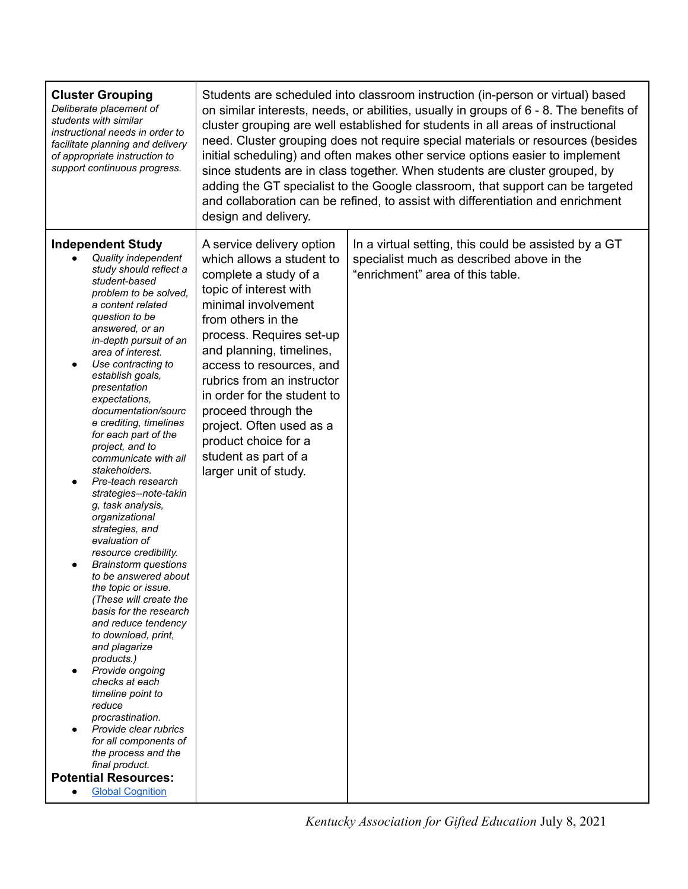| | | |
|---|---|---|
| **Cluster Grouping**<br>*Deliberate placement of students with similar instructional needs in order to facilitate planning and delivery of appropriate instruction to support continuous progress.* | Students are scheduled into classroom instruction (in-person or virtual) based on similar interests, needs, or abilities, usually in groups of 6 - 8. The benefits of cluster grouping are well established for students in all areas of instructional need. Cluster grouping does not require special materials or resources (besides initial scheduling) and often makes other service options easier to implement since students are in class together. When students are cluster grouped, by adding the GT specialist to the Google classroom, that support can be targeted and collaboration can be refined, to assist with differentiation and enrichment design and delivery. | |
| **Independent Study**<br>• *Quality independent study should reflect a student-based problem to be solved, a content related question to be answered, or an in-depth pursuit of an area of interest.*<br>• *Use contracting to establish goals, presentation expectations, documentation/source crediting, timelines for each part of the project, and to communicate with all stakeholders.*<br>• *Pre-teach research strategies--note-taking, task analysis, organizational strategies, and evaluation of resource credibility.*<br>• *Brainstorm questions to be answered about the topic or issue. (These will create the basis for the research and reduce tendency to download, print, and plagarize products.)*<br>• *Provide ongoing checks at each timeline point to reduce procrastination.*<br>• *Provide clear rubrics for all components of the process and the final product.*<br>**Potential Resources:**<br>• Global Cognition | A service delivery option which allows a student to complete a study of a topic of interest with minimal involvement from others in the process. Requires set-up and planning, timelines, access to resources, and rubrics from an instructor in order for the student to proceed through the project. Often used as a product choice for a student as part of a larger unit of study. | In a virtual setting, this could be assisted by a GT specialist much as described above in the "enrichment" area of this table. |

*Kentucky Association for Gifted Education* July 8, 2021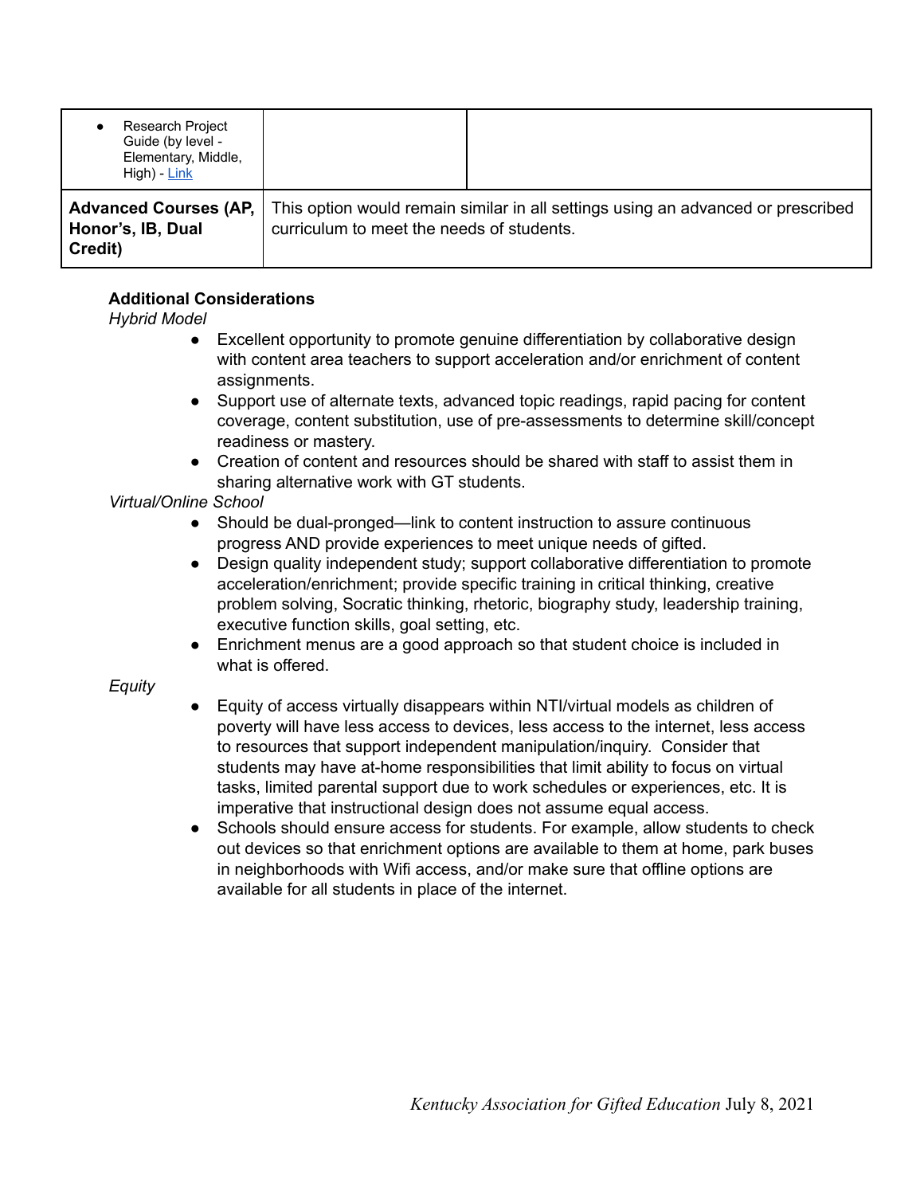| | | |
|---|---|---|
| • Research Project Guide (by level - Elementary, Middle, High) - [Link](#) | | |
| **Advanced Courses (AP, Honor's, IB, Dual Credit)** | This option would remain similar in all settings using an advanced or prescribed curriculum to meet the needs of students. | |

**Additional Considerations**

*Hybrid Model*

- Excellent opportunity to promote genuine differentiation by collaborative design with content area teachers to support acceleration and/or enrichment of content assignments.
- Support use of alternate texts, advanced topic readings, rapid pacing for content coverage, content substitution, use of pre-assessments to determine skill/concept readiness or mastery.
- Creation of content and resources should be shared with staff to assist them in sharing alternative work with GT students.

*Virtual/Online School*

- Should be dual-pronged—link to content instruction to assure continuous progress AND provide experiences to meet unique needs of gifted.
- Design quality independent study; support collaborative differentiation to promote acceleration/enrichment; provide specific training in critical thinking, creative problem solving, Socratic thinking, rhetoric, biography study, leadership training, executive function skills, goal setting, etc.
- Enrichment menus are a good approach so that student choice is included in what is offered.

*Equity*

- Equity of access virtually disappears within NTI/virtual models as children of poverty will have less access to devices, less access to the internet, less access to resources that support independent manipulation/inquiry. Consider that students may have at-home responsibilities that limit ability to focus on virtual tasks, limited parental support due to work schedules or experiences, etc. It is imperative that instructional design does not assume equal access.
- Schools should ensure access for students. For example, allow students to check out devices so that enrichment options are available to them at home, park buses in neighborhoods with Wifi access, and/or make sure that offline options are available for all students in place of the internet.

*Kentucky Association for Gifted Education* July 8, 2021